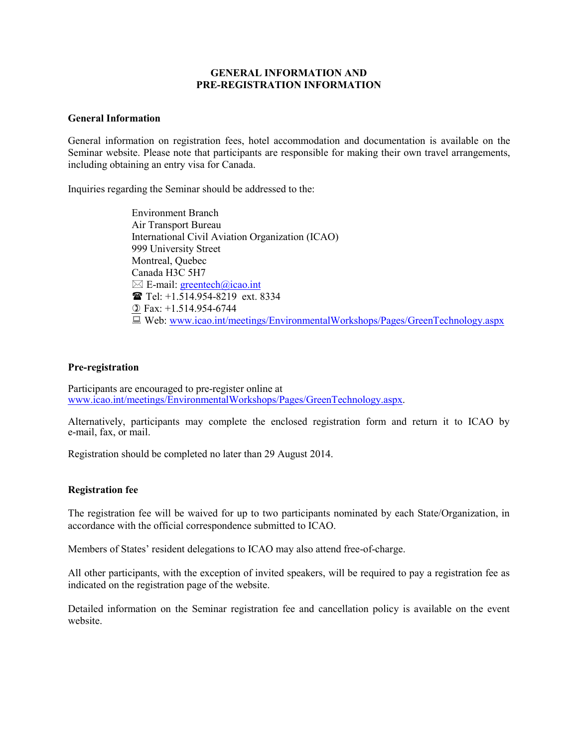# GENERAL INFORMATION AND PRE-REGISTRATION INFORMATION

## General Information

General information on registration fees, hotel accommodation and documentation is available on the Seminar website. Please note that participants are responsible for making their own travel arrangements, including obtaining an entry visa for Canada.

Inquiries regarding the Seminar should be addressed to the:

Environment Branch
Air Transport Bureau
International Civil Aviation Organization (ICAO)
999 University Street
Montreal, Quebec
Canada H3C 5H7
✉ E-mail: greentech@icao.int
☎ Tel: +1.514.954-8219 ext. 8334
Fax: +1.514.954-6744
Web: www.icao.int/meetings/EnvironmentalWorkshops/Pages/GreenTechnology.aspx

## Pre-registration

Participants are encouraged to pre-register online at www.icao.int/meetings/EnvironmentalWorkshops/Pages/GreenTechnology.aspx.

Alternatively, participants may complete the enclosed registration form and return it to ICAO by e-mail, fax, or mail.

Registration should be completed no later than 29 August 2014.

## Registration fee

The registration fee will be waived for up to two participants nominated by each State/Organization, in accordance with the official correspondence submitted to ICAO.

Members of States' resident delegations to ICAO may also attend free-of-charge.

All other participants, with the exception of invited speakers, will be required to pay a registration fee as indicated on the registration page of the website.

Detailed information on the Seminar registration fee and cancellation policy is available on the event website.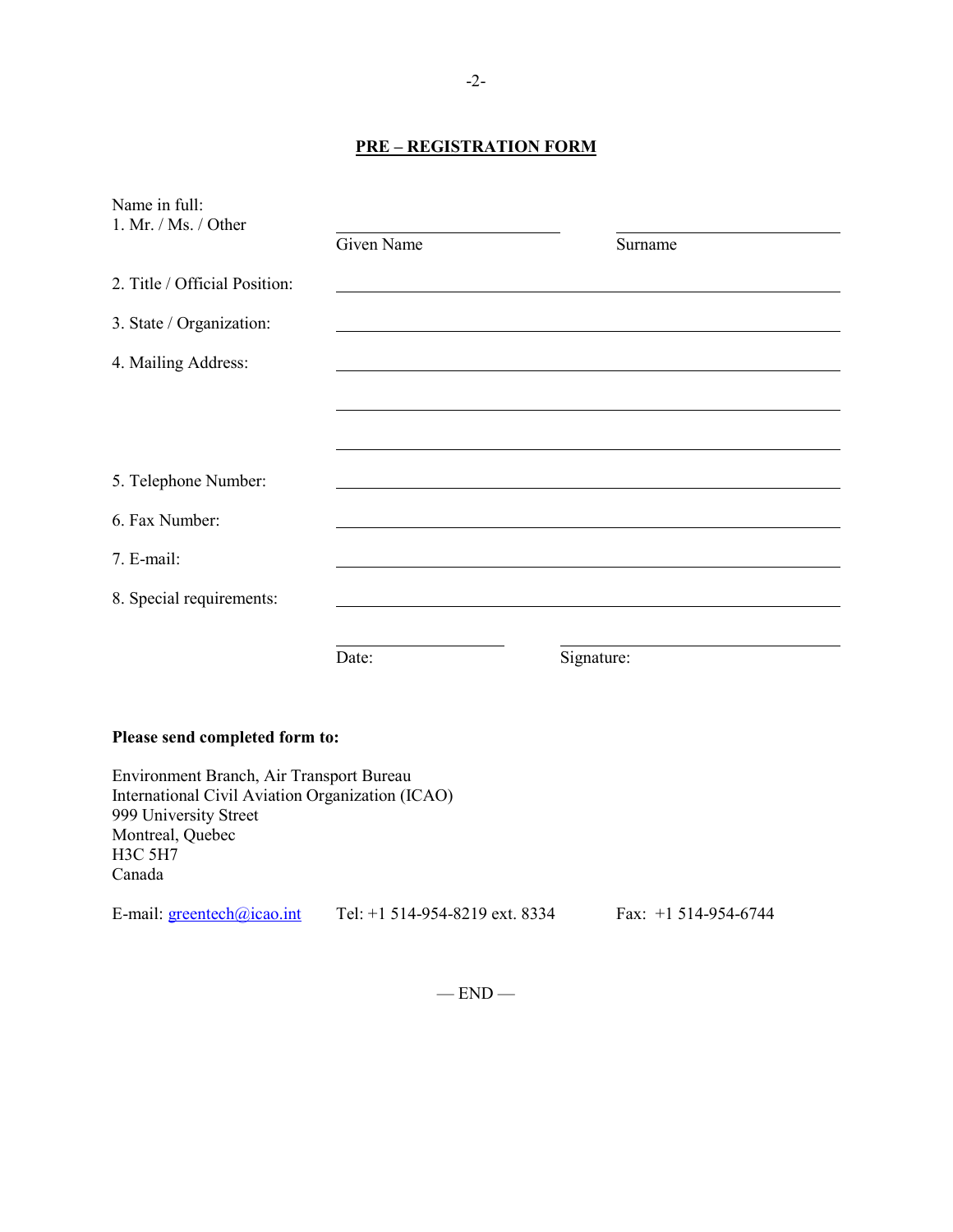## PRE – REGISTRATION FORM

Name in full:

1. Mr. / Ms. / Other ______________________ ______________________
   Given Name Surname

2. Title / Official Position: ____________________________________________

3. State / Organization: ____________________________________________

4. Mailing Address: ____________________________________________

   ____________________________________________

   ____________________________________________

5. Telephone Number: ____________________________________________

6. Fax Number: ____________________________________________

7. E-mail: ____________________________________________

8. Special requirements: ____________________________________________

______________________ ______________________________
Date: Signature:

**Please send completed form to:**

Environment Branch, Air Transport Bureau
International Civil Aviation Organization (ICAO)
999 University Street
Montreal, Quebec
H3C 5H7
Canada

E-mail: greentech@icao.int Tel: +1 514-954-8219 ext. 8334 Fax: +1 514-954-6744

— END —